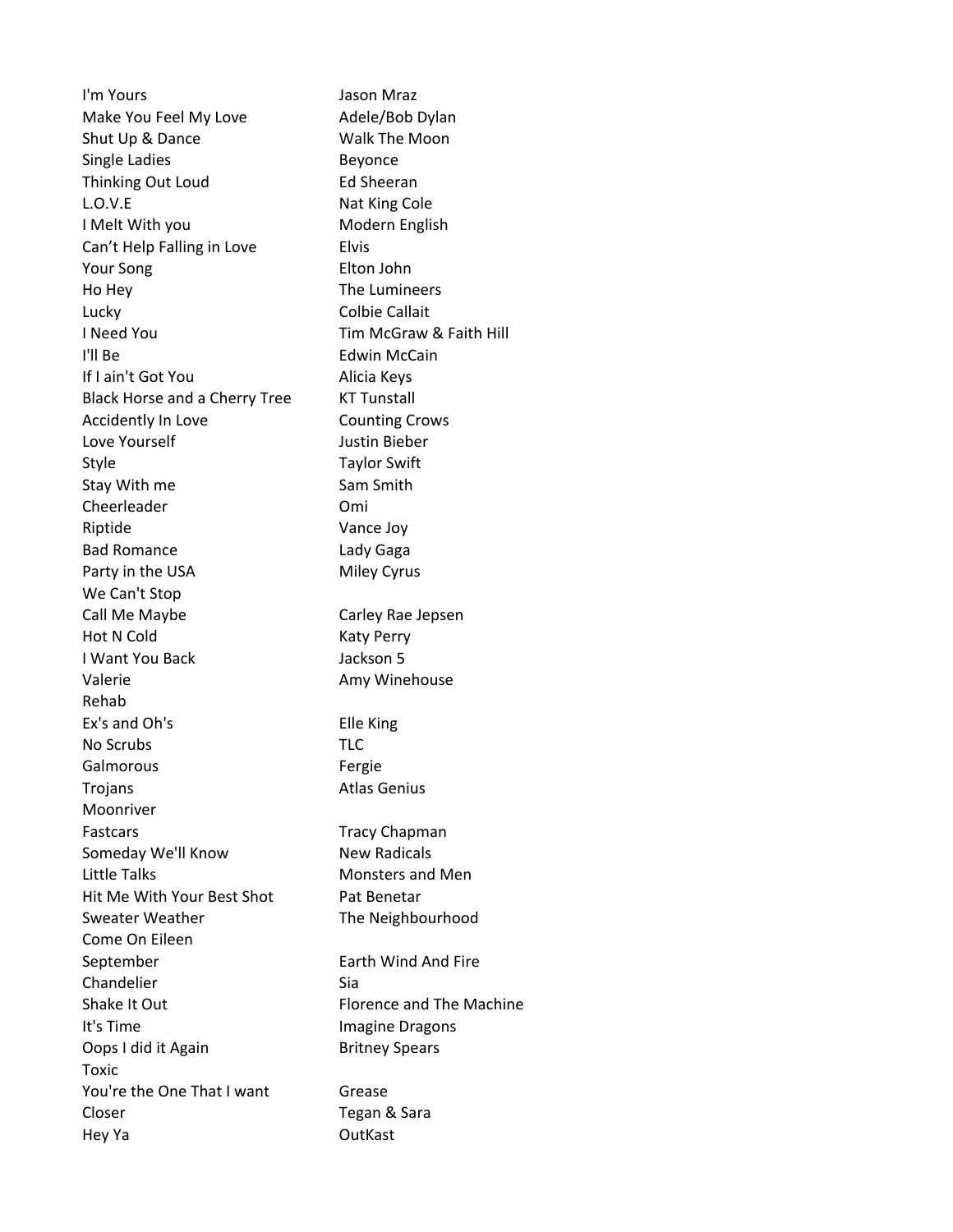| | |
|---|---|
| I'm Yours | Jason Mraz |
| Make You Feel My Love | Adele/Bob Dylan |
| Shut Up & Dance | Walk The Moon |
| Single Ladies | Beyonce |
| Thinking Out Loud | Ed Sheeran |
| L.O.V.E | Nat King Cole |
| I Melt With you | Modern English |
| Can't Help Falling in Love | Elvis |
| Your Song | Elton John |
| Ho Hey | The Lumineers |
| Lucky | Colbie Callait |
| I Need You | Tim McGraw & Faith Hill |
| I'll Be | Edwin McCain |
| If I ain't Got You | Alicia Keys |
| Black Horse and a Cherry Tree | KT Tunstall |
| Accidently In Love | Counting Crows |
| Love Yourself | Justin Bieber |
| Style | Taylor Swift |
| Stay With me | Sam Smith |
| Cheerleader | Omi |
| Riptide | Vance Joy |
| Bad Romance | Lady Gaga |
| Party in the USA | Miley Cyrus |
| We Can't Stop | |
| Call Me Maybe | Carley Rae Jepsen |
| Hot N Cold | Katy Perry |
| I Want You Back | Jackson 5 |
| Valerie | Amy Winehouse |
| Rehab | |
| Ex's and Oh's | Elle King |
| No Scrubs | TLC |
| Galmorous | Fergie |
| Trojans | Atlas Genius |
| Moonriver | |
| Fastcars | Tracy Chapman |
| Someday We'll Know | New Radicals |
| Little Talks | Monsters and Men |
| Hit Me With Your Best Shot | Pat Benetar |
| Sweater Weather | The Neighbourhood |
| Come On Eileen | |
| September | Earth Wind And Fire |
| Chandelier | Sia |
| Shake It Out | Florence and The Machine |
| It's Time | Imagine Dragons |
| Oops I did it Again | Britney Spears |
| Toxic | |
| You're the One That I want | Grease |
| Closer | Tegan & Sara |
| Hey Ya | OutKast |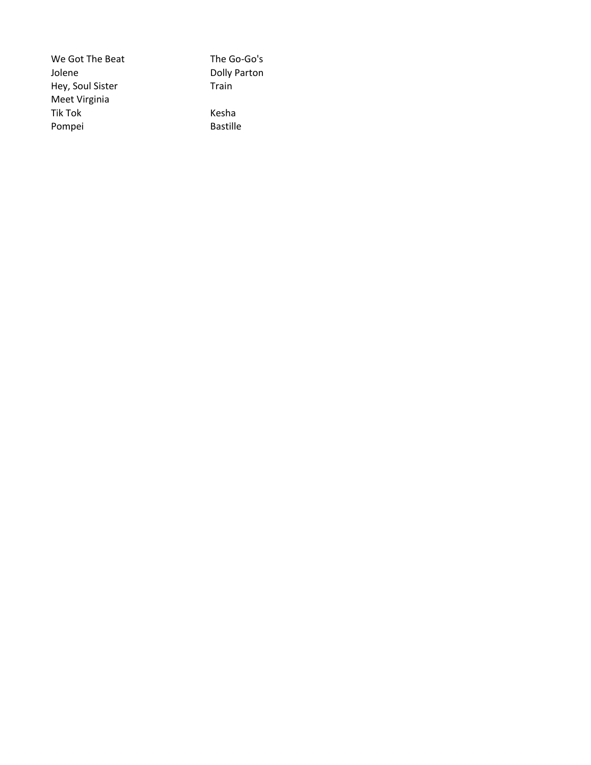| | |
|---|---|
| We Got The Beat | The Go-Go's |
| Jolene | Dolly Parton |
| Hey, Soul Sister | Train |
| Meet Virginia | |
| Tik Tok | Kesha |
| Pompei | Bastille |